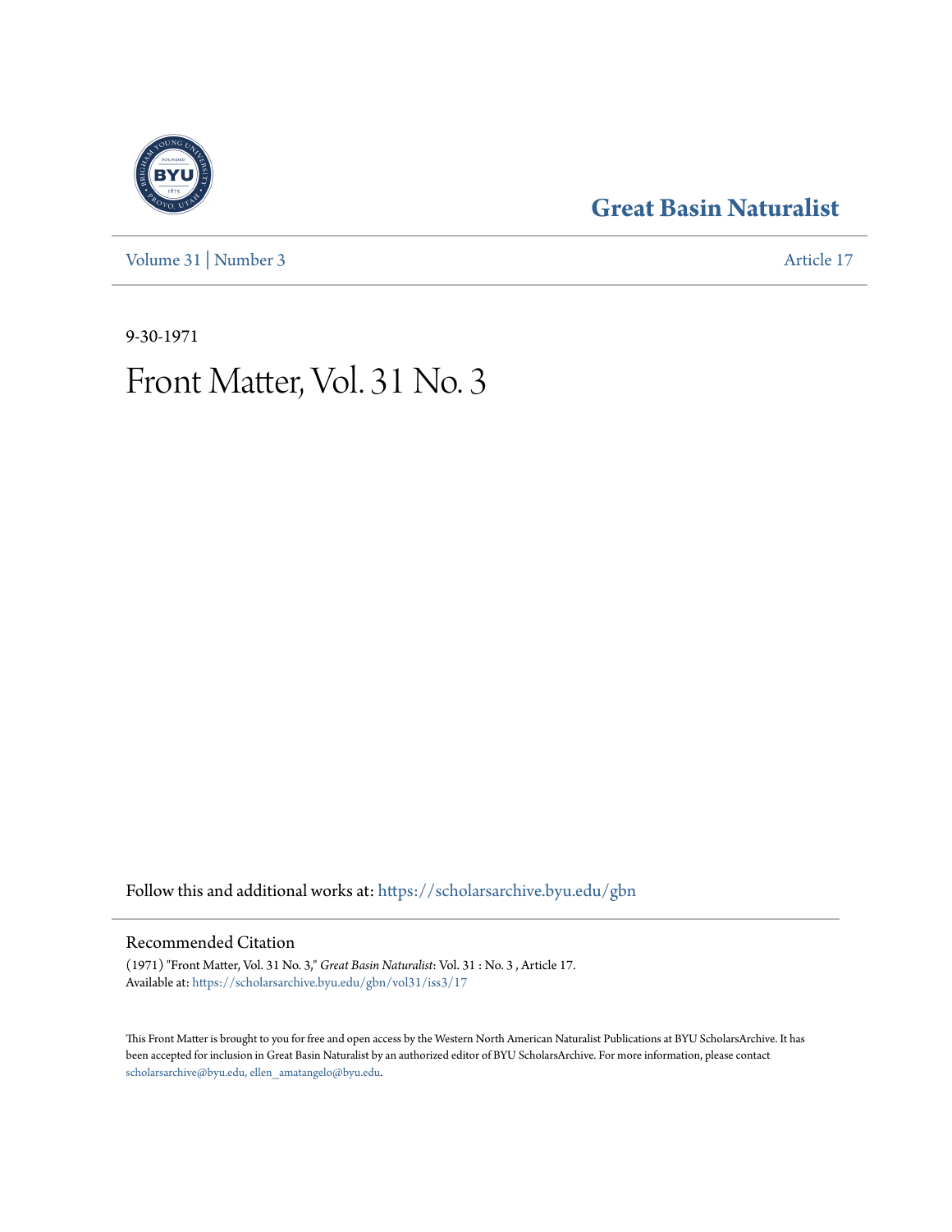# Great Basin Naturalist

Volume 31 | Number 3 Article 17

9-30-1971

# Front Matter, Vol. 31 No. 3

Follow this and additional works at: https://scholarsarchive.byu.edu/gbn

## Recommended Citation

(1971) "Front Matter, Vol. 31 No. 3," *Great Basin Naturalist*: Vol. 31 : No. 3 , Article 17.
Available at: https://scholarsarchive.byu.edu/gbn/vol31/iss3/17

This Front Matter is brought to you for free and open access by the Western North American Naturalist Publications at BYU ScholarsArchive. It has been accepted for inclusion in Great Basin Naturalist by an authorized editor of BYU ScholarsArchive. For more information, please contact scholarsarchive@byu.edu, ellen_amatangelo@byu.edu.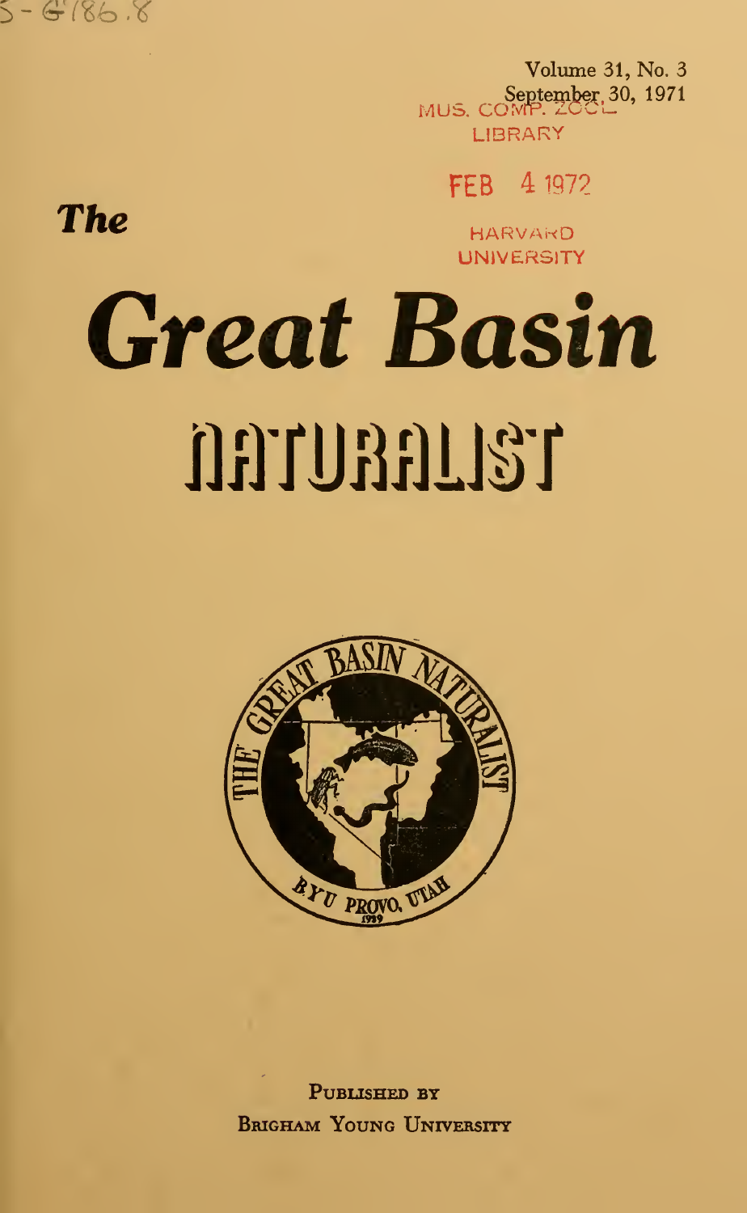5-G186.8

Volume 31, No. 3

September 30, 1971

MUS. COMP. ZOOL.
LIBRARY

FEB 4 1972

HARVARD
UNIVERSITY

*The*

# *Great Basin*

# NATURALIST

PUBLISHED BY
BRIGHAM YOUNG UNIVERSITY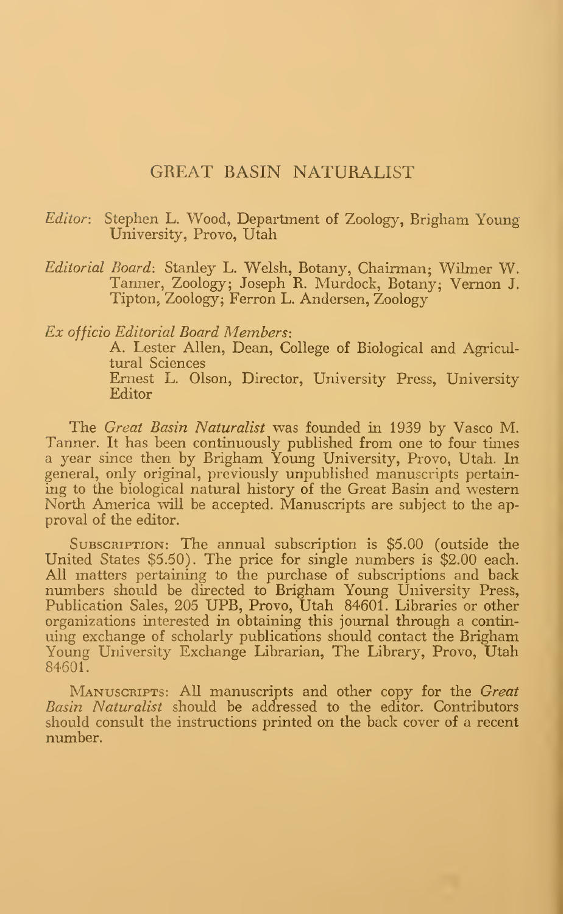# GREAT BASIN NATURALIST

*Editor*: Stephen L. Wood, Department of Zoology, Brigham Young University, Provo, Utah

*Editorial Board*: Stanley L. Welsh, Botany, Chairman; Wilmer W. Tanner, Zoology; Joseph R. Murdock, Botany; Vernon J. Tipton, Zoology; Ferron L. Andersen, Zoology

*Ex officio Editorial Board Members*:

A. Lester Allen, Dean, College of Biological and Agricultural Sciences

Ernest L. Olson, Director, University Press, University Editor

The *Great Basin Naturalist* was founded in 1939 by Vasco M. Tanner. It has been continuously published from one to four times a year since then by Brigham Young University, Provo, Utah. In general, only original, previously unpublished manuscripts pertaining to the biological natural history of the Great Basin and western North America will be accepted. Manuscripts are subject to the approval of the editor.

Subscription: The annual subscription is $5.00 (outside the United States $5.50). The price for single numbers is $2.00 each. All matters pertaining to the purchase of subscriptions and back numbers should be directed to Brigham Young University Press, Publication Sales, 205 UPB, Provo, Utah 84601. Libraries or other organizations interested in obtaining this journal through a continuing exchange of scholarly publications should contact the Brigham Young University Exchange Librarian, The Library, Provo, Utah 84601.

Manuscripts: All manuscripts and other copy for the *Great Basin Naturalist* should be addressed to the editor. Contributors should consult the instructions printed on the back cover of a recent number.